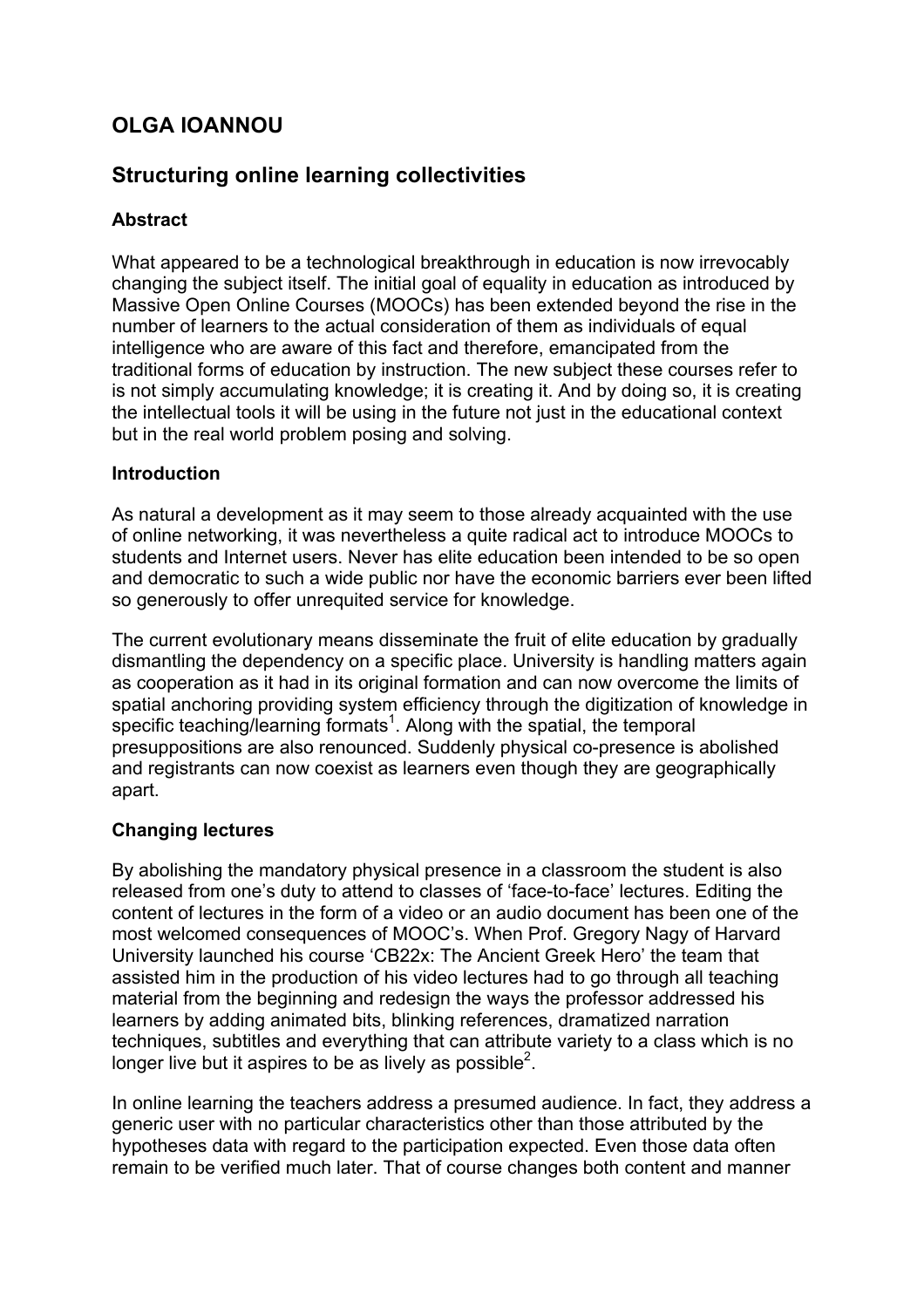# OLGA IOANNOU

## Structuring online learning collectivities

### Abstract

What appeared to be a technological breakthrough in education is now irrevocably changing the subject itself. The initial goal of equality in education as introduced by Massive Open Online Courses (MOOCs) has been extended beyond the rise in the number of learners to the actual consideration of them as individuals of equal intelligence who are aware of this fact and therefore, emancipated from the traditional forms of education by instruction. The new subject these courses refer to is not simply accumulating knowledge; it is creating it. And by doing so, it is creating the intellectual tools it will be using in the future not just in the educational context but in the real world problem posing and solving.

### Introduction

As natural a development as it may seem to those already acquainted with the use of online networking, it was nevertheless a quite radical act to introduce MOOCs to students and Internet users. Never has elite education been intended to be so open and democratic to such a wide public nor have the economic barriers ever been lifted so generously to offer unrequited service for knowledge.

The current evolutionary means disseminate the fruit of elite education by gradually dismantling the dependency on a specific place. University is handling matters again as cooperation as it had in its original formation and can now overcome the limits of spatial anchoring providing system efficiency through the digitization of knowledge in specific teaching/learning formats[1]. Along with the spatial, the temporal presuppositions are also renounced. Suddenly physical co-presence is abolished and registrants can now coexist as learners even though they are geographically apart.

### Changing lectures

By abolishing the mandatory physical presence in a classroom the student is also released from one's duty to attend to classes of 'face-to-face' lectures. Editing the content of lectures in the form of a video or an audio document has been one of the most welcomed consequences of MOOC's. When Prof. Gregory Nagy of Harvard University launched his course 'CB22x: The Ancient Greek Hero' the team that assisted him in the production of his video lectures had to go through all teaching material from the beginning and redesign the ways the professor addressed his learners by adding animated bits, blinking references, dramatized narration techniques, subtitles and everything that can attribute variety to a class which is no longer live but it aspires to be as lively as possible[2].

In online learning the teachers address a presumed audience. In fact, they address a generic user with no particular characteristics other than those attributed by the hypotheses data with regard to the participation expected. Even those data often remain to be verified much later. That of course changes both content and manner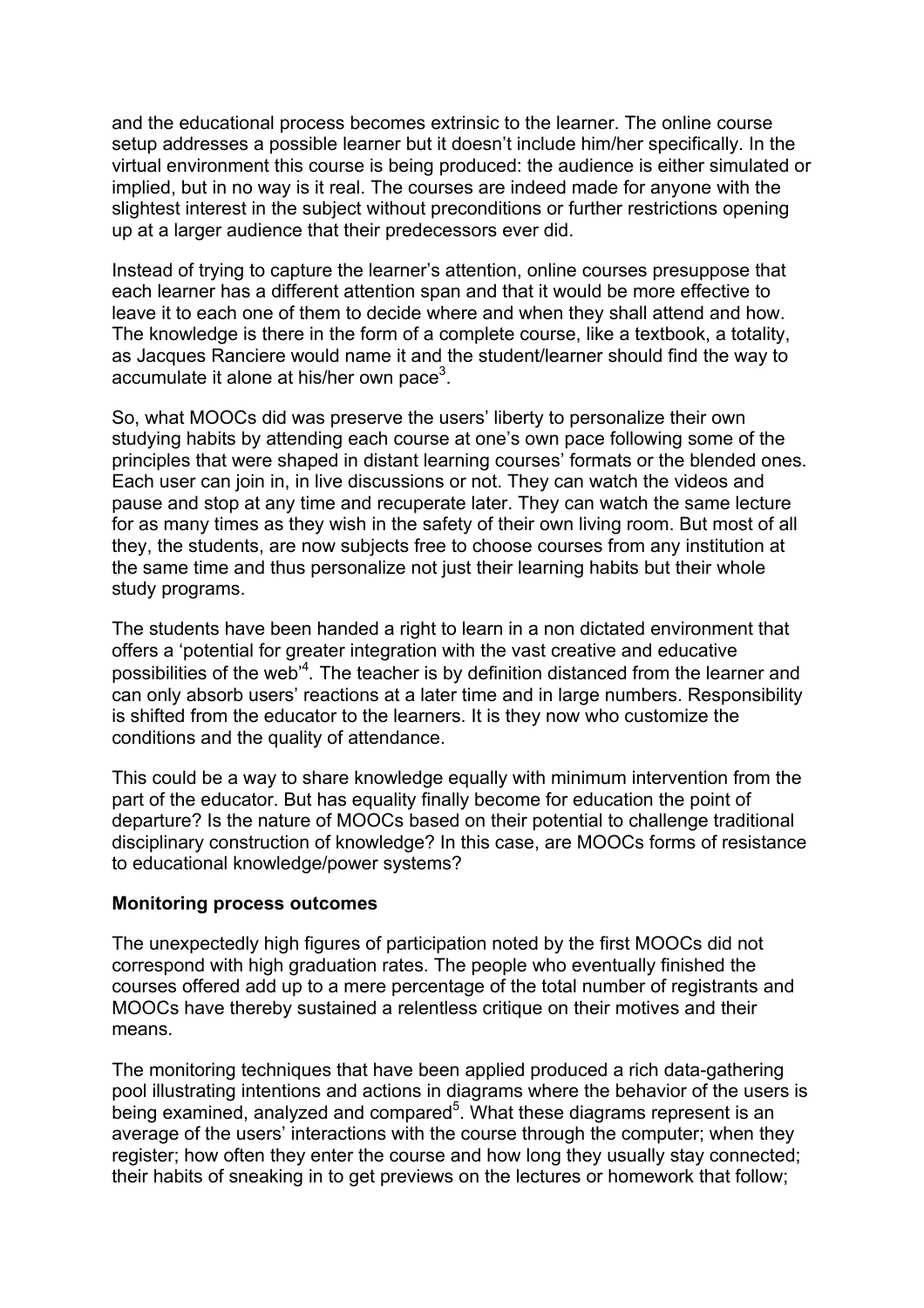and the educational process becomes extrinsic to the learner. The online course setup addresses a possible learner but it doesn't include him/her specifically. In the virtual environment this course is being produced: the audience is either simulated or implied, but in no way is it real. The courses are indeed made for anyone with the slightest interest in the subject without preconditions or further restrictions opening up at a larger audience that their predecessors ever did.

Instead of trying to capture the learner's attention, online courses presuppose that each learner has a different attention span and that it would be more effective to leave it to each one of them to decide where and when they shall attend and how. The knowledge is there in the form of a complete course, like a textbook, a totality, as Jacques Ranciere would name it and the student/learner should find the way to accumulate it alone at his/her own pace[3].

So, what MOOCs did was preserve the users' liberty to personalize their own studying habits by attending each course at one's own pace following some of the principles that were shaped in distant learning courses' formats or the blended ones. Each user can join in, in live discussions or not. They can watch the videos and pause and stop at any time and recuperate later. They can watch the same lecture for as many times as they wish in the safety of their own living room. But most of all they, the students, are now subjects free to choose courses from any institution at the same time and thus personalize not just their learning habits but their whole study programs.

The students have been handed a right to learn in a non dictated environment that offers a 'potential for greater integration with the vast creative and educative possibilities of the web'[4]. The teacher is by definition distanced from the learner and can only absorb users' reactions at a later time and in large numbers. Responsibility is shifted from the educator to the learners. It is they now who customize the conditions and the quality of attendance.

This could be a way to share knowledge equally with minimum intervention from the part of the educator. But has equality finally become for education the point of departure? Is the nature of MOOCs based on their potential to challenge traditional disciplinary construction of knowledge? In this case, are MOOCs forms of resistance to educational knowledge/power systems?

**Monitoring process outcomes**

The unexpectedly high figures of participation noted by the first MOOCs did not correspond with high graduation rates. The people who eventually finished the courses offered add up to a mere percentage of the total number of registrants and MOOCs have thereby sustained a relentless critique on their motives and their means.

The monitoring techniques that have been applied produced a rich data-gathering pool illustrating intentions and actions in diagrams where the behavior of the users is being examined, analyzed and compared[5]. What these diagrams represent is an average of the users' interactions with the course through the computer; when they register; how often they enter the course and how long they usually stay connected; their habits of sneaking in to get previews on the lectures or homework that follow;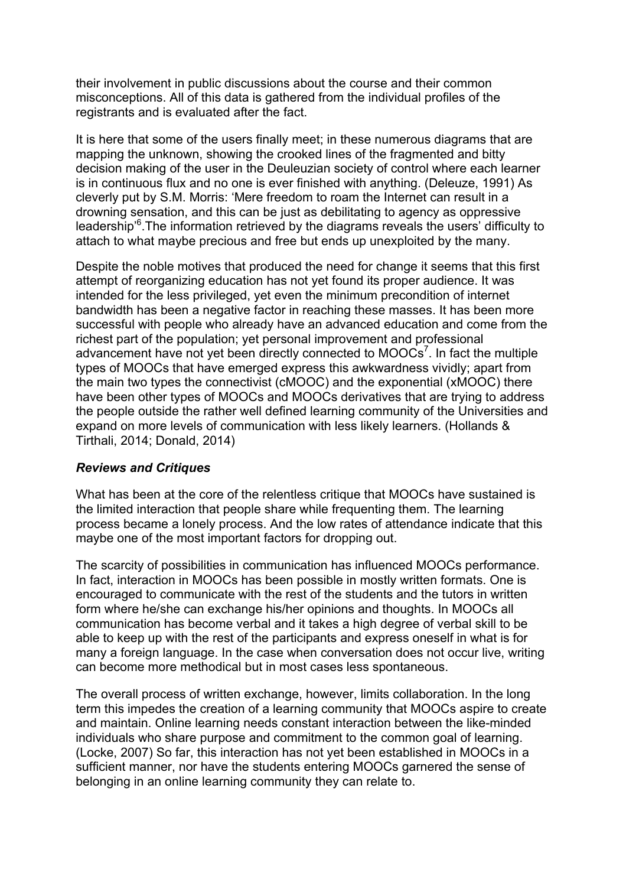their involvement in public discussions about the course and their common misconceptions. All of this data is gathered from the individual profiles of the registrants and is evaluated after the fact.

It is here that some of the users finally meet; in these numerous diagrams that are mapping the unknown, showing the crooked lines of the fragmented and bitty decision making of the user in the Deuleuzian society of control where each learner is in continuous flux and no one is ever finished with anything. (Deleuze, 1991) As cleverly put by S.M. Morris: 'Mere freedom to roam the Internet can result in a drowning sensation, and this can be just as debilitating to agency as oppressive leadership'[6].The information retrieved by the diagrams reveals the users' difficulty to attach to what maybe precious and free but ends up unexploited by the many.

Despite the noble motives that produced the need for change it seems that this first attempt of reorganizing education has not yet found its proper audience. It was intended for the less privileged, yet even the minimum precondition of internet bandwidth has been a negative factor in reaching these masses. It has been more successful with people who already have an advanced education and come from the richest part of the population; yet personal improvement and professional advancement have not yet been directly connected to MOOCs[7]. In fact the multiple types of MOOCs that have emerged express this awkwardness vividly; apart from the main two types the connectivist (cMOOC) and the exponential (xMOOC) there have been other types of MOOCs and MOOCs derivatives that are trying to address the people outside the rather well defined learning community of the Universities and expand on more levels of communication with less likely learners. (Hollands & Tirthali, 2014; Donald, 2014)

### *Reviews and Critiques*

What has been at the core of the relentless critique that MOOCs have sustained is the limited interaction that people share while frequenting them. The learning process became a lonely process. And the low rates of attendance indicate that this maybe one of the most important factors for dropping out.

The scarcity of possibilities in communication has influenced MOOCs performance. In fact, interaction in MOOCs has been possible in mostly written formats. One is encouraged to communicate with the rest of the students and the tutors in written form where he/she can exchange his/her opinions and thoughts. In MOOCs all communication has become verbal and it takes a high degree of verbal skill to be able to keep up with the rest of the participants and express oneself in what is for many a foreign language. In the case when conversation does not occur live, writing can become more methodical but in most cases less spontaneous.

The overall process of written exchange, however, limits collaboration. In the long term this impedes the creation of a learning community that MOOCs aspire to create and maintain. Online learning needs constant interaction between the like-minded individuals who share purpose and commitment to the common goal of learning. (Locke, 2007) So far, this interaction has not yet been established in MOOCs in a sufficient manner, nor have the students entering MOOCs garnered the sense of belonging in an online learning community they can relate to.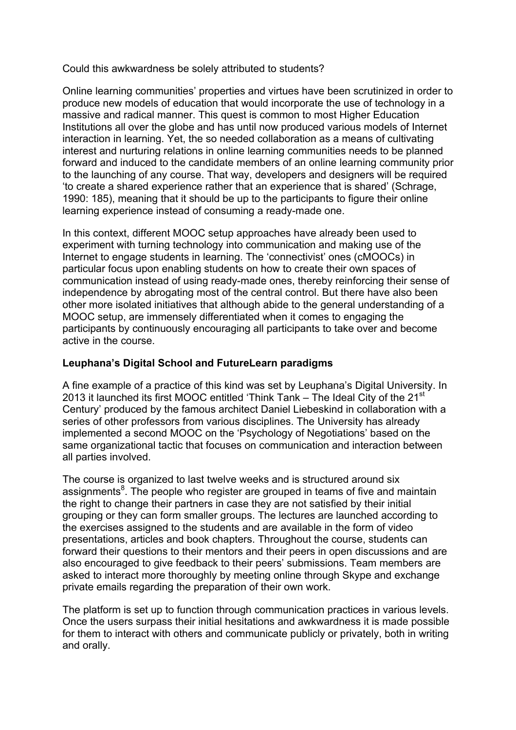Could this awkwardness be solely attributed to students?

Online learning communities' properties and virtues have been scrutinized in order to produce new models of education that would incorporate the use of technology in a massive and radical manner. This quest is common to most Higher Education Institutions all over the globe and has until now produced various models of Internet interaction in learning. Yet, the so needed collaboration as a means of cultivating interest and nurturing relations in online learning communities needs to be planned forward and induced to the candidate members of an online learning community prior to the launching of any course. That way, developers and designers will be required 'to create a shared experience rather that an experience that is shared' (Schrage, 1990: 185), meaning that it should be up to the participants to figure their online learning experience instead of consuming a ready-made one.

In this context, different MOOC setup approaches have already been used to experiment with turning technology into communication and making use of the Internet to engage students in learning. The 'connectivist' ones (cMOOCs) in particular focus upon enabling students on how to create their own spaces of communication instead of using ready-made ones, thereby reinforcing their sense of independence by abrogating most of the central control. But there have also been other more isolated initiatives that although abide to the general understanding of a MOOC setup, are immensely differentiated when it comes to engaging the participants by continuously encouraging all participants to take over and become active in the course.

**Leuphana's Digital School and FutureLearn paradigms**

A fine example of a practice of this kind was set by Leuphana's Digital University. In 2013 it launched its first MOOC entitled 'Think Tank – The Ideal City of the 21st Century' produced by the famous architect Daniel Liebeskind in collaboration with a series of other professors from various disciplines. The University has already implemented a second MOOC on the 'Psychology of Negotiations' based on the same organizational tactic that focuses on communication and interaction between all parties involved.

The course is organized to last twelve weeks and is structured around six assignments[8]. The people who register are grouped in teams of five and maintain the right to change their partners in case they are not satisfied by their initial grouping or they can form smaller groups. The lectures are launched according to the exercises assigned to the students and are available in the form of video presentations, articles and book chapters. Throughout the course, students can forward their questions to their mentors and their peers in open discussions and are also encouraged to give feedback to their peers' submissions. Team members are asked to interact more thoroughly by meeting online through Skype and exchange private emails regarding the preparation of their own work.

The platform is set up to function through communication practices in various levels. Once the users surpass their initial hesitations and awkwardness it is made possible for them to interact with others and communicate publicly or privately, both in writing and orally.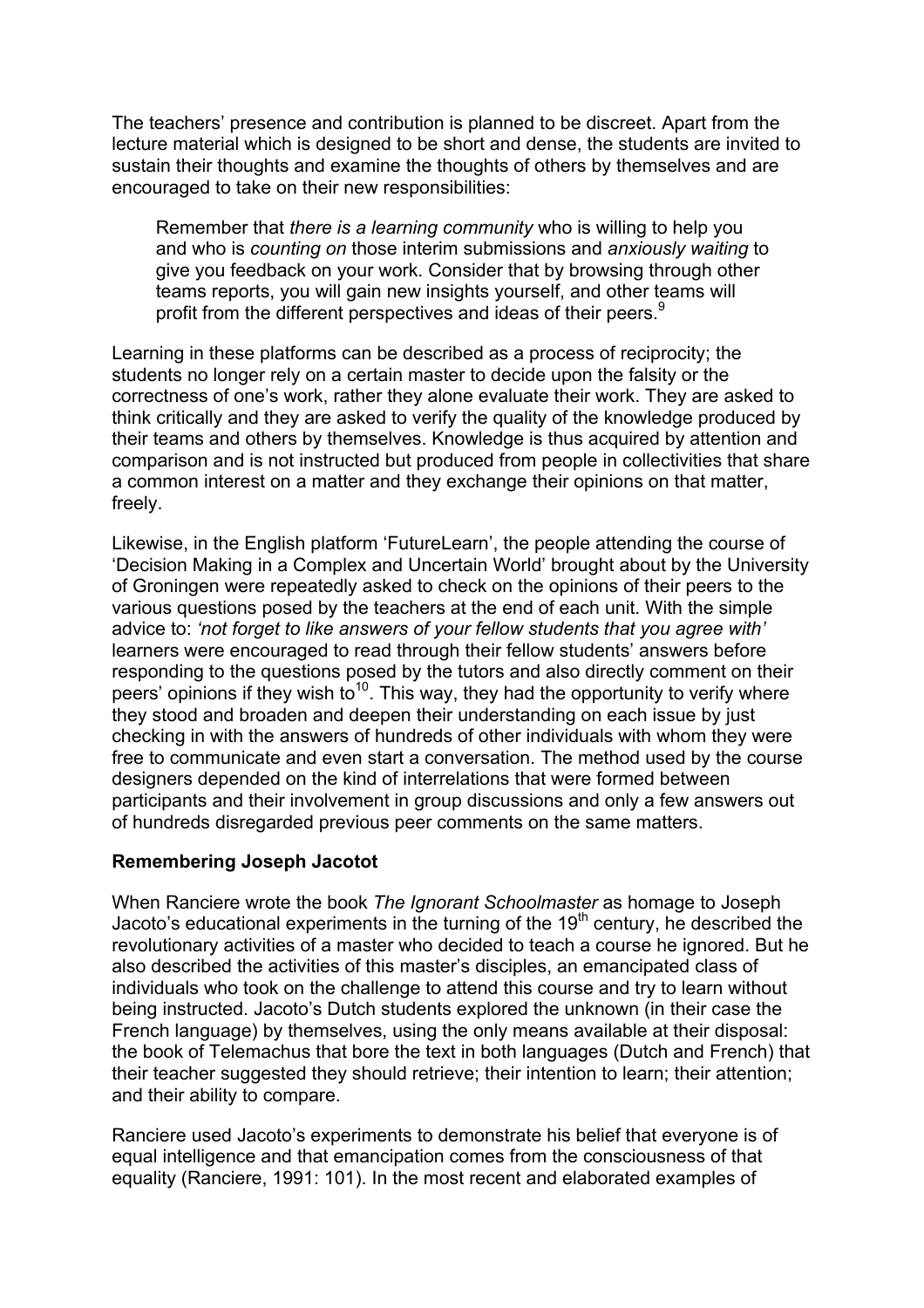The teachers' presence and contribution is planned to be discreet. Apart from the lecture material which is designed to be short and dense, the students are invited to sustain their thoughts and examine the thoughts of others by themselves and are encouraged to take on their new responsibilities:

> Remember that *there is a learning community* who is willing to help you and who is *counting on* those interim submissions and *anxiously waiting* to give you feedback on your work. Consider that by browsing through other teams reports, you will gain new insights yourself, and other teams will profit from the different perspectives and ideas of their peers.[9]

Learning in these platforms can be described as a process of reciprocity; the students no longer rely on a certain master to decide upon the falsity or the correctness of one's work, rather they alone evaluate their work. They are asked to think critically and they are asked to verify the quality of the knowledge produced by their teams and others by themselves. Knowledge is thus acquired by attention and comparison and is not instructed but produced from people in collectivities that share a common interest on a matter and they exchange their opinions on that matter, freely.

Likewise, in the English platform 'FutureLearn', the people attending the course of 'Decision Making in a Complex and Uncertain World' brought about by the University of Groningen were repeatedly asked to check on the opinions of their peers to the various questions posed by the teachers at the end of each unit. With the simple advice to: *'not forget to like answers of your fellow students that you agree with'* learners were encouraged to read through their fellow students' answers before responding to the questions posed by the tutors and also directly comment on their peers' opinions if they wish to[10]. This way, they had the opportunity to verify where they stood and broaden and deepen their understanding on each issue by just checking in with the answers of hundreds of other individuals with whom they were free to communicate and even start a conversation. The method used by the course designers depended on the kind of interrelations that were formed between participants and their involvement in group discussions and only a few answers out of hundreds disregarded previous peer comments on the same matters.

**Remembering Joseph Jacotot**

When Ranciere wrote the book *The Ignorant Schoolmaster* as homage to Joseph Jacoto's educational experiments in the turning of the 19th century, he described the revolutionary activities of a master who decided to teach a course he ignored. But he also described the activities of this master's disciples, an emancipated class of individuals who took on the challenge to attend this course and try to learn without being instructed. Jacoto's Dutch students explored the unknown (in their case the French language) by themselves, using the only means available at their disposal: the book of Telemachus that bore the text in both languages (Dutch and French) that their teacher suggested they should retrieve; their intention to learn; their attention; and their ability to compare.

Ranciere used Jacoto's experiments to demonstrate his belief that everyone is of equal intelligence and that emancipation comes from the consciousness of that equality (Ranciere, 1991: 101). In the most recent and elaborated examples of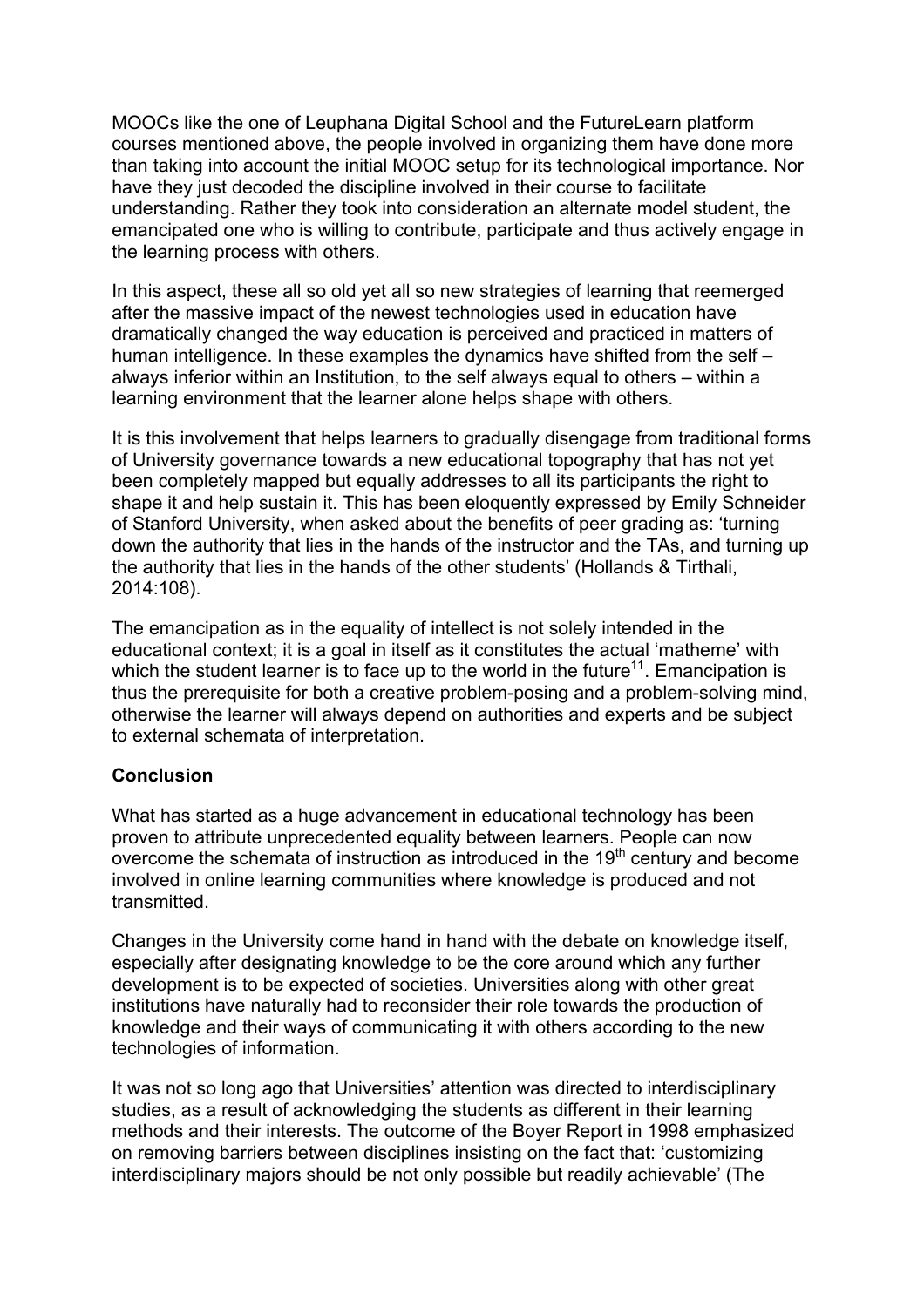MOOCs like the one of Leuphana Digital School and the FutureLearn platform courses mentioned above, the people involved in organizing them have done more than taking into account the initial MOOC setup for its technological importance. Nor have they just decoded the discipline involved in their course to facilitate understanding. Rather they took into consideration an alternate model student, the emancipated one who is willing to contribute, participate and thus actively engage in the learning process with others.

In this aspect, these all so old yet all so new strategies of learning that reemerged after the massive impact of the newest technologies used in education have dramatically changed the way education is perceived and practiced in matters of human intelligence. In these examples the dynamics have shifted from the self – always inferior within an Institution, to the self always equal to others – within a learning environment that the learner alone helps shape with others.

It is this involvement that helps learners to gradually disengage from traditional forms of University governance towards a new educational topography that has not yet been completely mapped but equally addresses to all its participants the right to shape it and help sustain it. This has been eloquently expressed by Emily Schneider of Stanford University, when asked about the benefits of peer grading as: 'turning down the authority that lies in the hands of the instructor and the TAs, and turning up the authority that lies in the hands of the other students' (Hollands & Tirthali, 2014:108).

The emancipation as in the equality of intellect is not solely intended in the educational context; it is a goal in itself as it constitutes the actual 'matheme' with which the student learner is to face up to the world in the future[11]. Emancipation is thus the prerequisite for both a creative problem-posing and a problem-solving mind, otherwise the learner will always depend on authorities and experts and be subject to external schemata of interpretation.

**Conclusion**

What has started as a huge advancement in educational technology has been proven to attribute unprecedented equality between learners. People can now overcome the schemata of instruction as introduced in the 19th century and become involved in online learning communities where knowledge is produced and not transmitted.

Changes in the University come hand in hand with the debate on knowledge itself, especially after designating knowledge to be the core around which any further development is to be expected of societies. Universities along with other great institutions have naturally had to reconsider their role towards the production of knowledge and their ways of communicating it with others according to the new technologies of information.

It was not so long ago that Universities' attention was directed to interdisciplinary studies, as a result of acknowledging the students as different in their learning methods and their interests. The outcome of the Boyer Report in 1998 emphasized on removing barriers between disciplines insisting on the fact that: 'customizing interdisciplinary majors should be not only possible but readily achievable' (The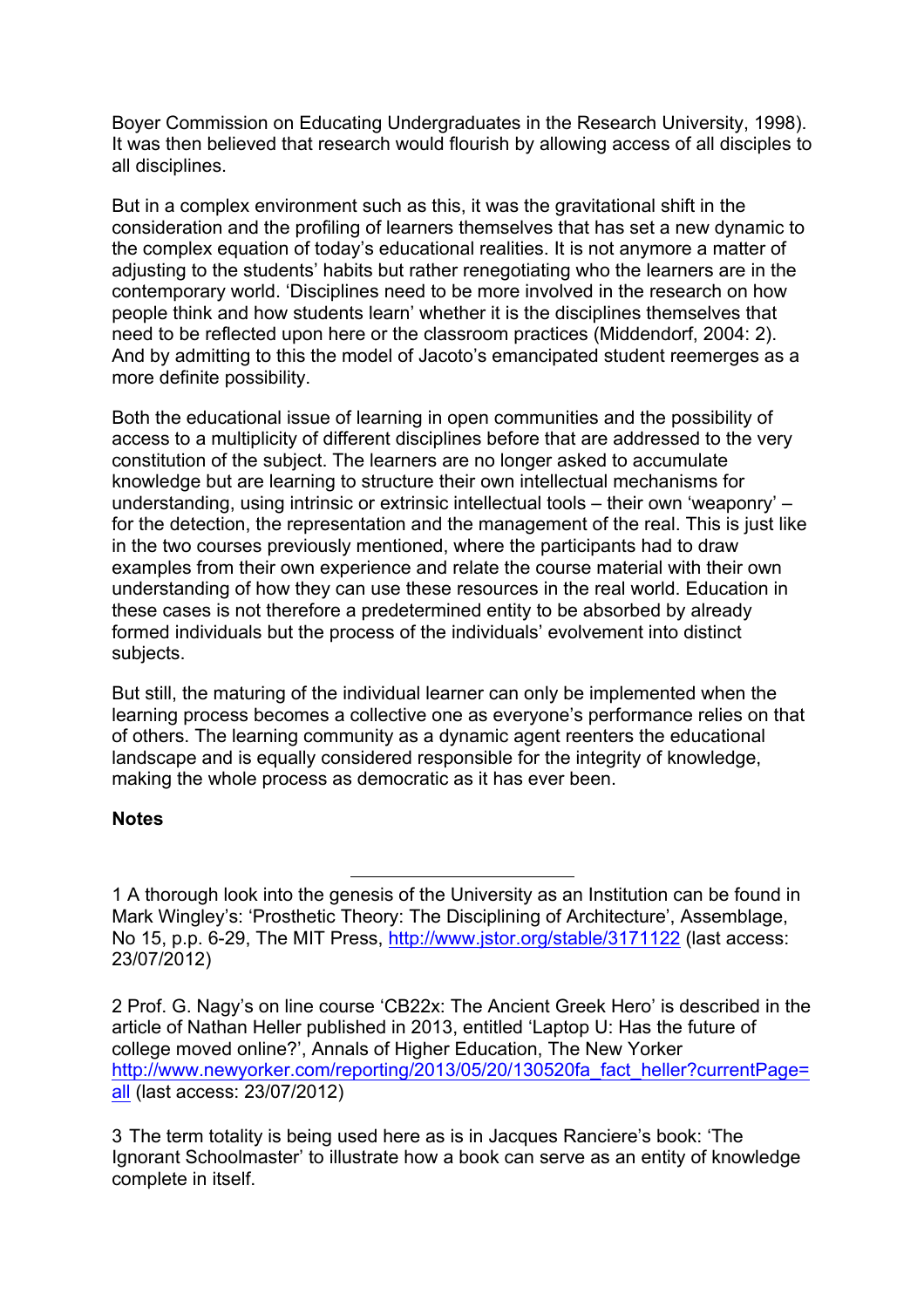Boyer Commission on Educating Undergraduates in the Research University, 1998). It was then believed that research would flourish by allowing access of all disciples to all disciplines.

But in a complex environment such as this, it was the gravitational shift in the consideration and the profiling of learners themselves that has set a new dynamic to the complex equation of today's educational realities. It is not anymore a matter of adjusting to the students' habits but rather renegotiating who the learners are in the contemporary world. 'Disciplines need to be more involved in the research on how people think and how students learn' whether it is the disciplines themselves that need to be reflected upon here or the classroom practices (Middendorf, 2004: 2). And by admitting to this the model of Jacoto's emancipated student reemerges as a more definite possibility.

Both the educational issue of learning in open communities and the possibility of access to a multiplicity of different disciplines before that are addressed to the very constitution of the subject. The learners are no longer asked to accumulate knowledge but are learning to structure their own intellectual mechanisms for understanding, using intrinsic or extrinsic intellectual tools – their own 'weaponry' – for the detection, the representation and the management of the real. This is just like in the two courses previously mentioned, where the participants had to draw examples from their own experience and relate the course material with their own understanding of how they can use these resources in the real world. Education in these cases is not therefore a predetermined entity to be absorbed by already formed individuals but the process of the individuals' evolvement into distinct subjects.

But still, the maturing of the individual learner can only be implemented when the learning process becomes a collective one as everyone's performance relies on that of others. The learning community as a dynamic agent reenters the educational landscape and is equally considered responsible for the integrity of knowledge, making the whole process as democratic as it has ever been.

**Notes**

---

1 A thorough look into the genesis of the University as an Institution can be found in Mark Wingley's: 'Prosthetic Theory: The Disciplining of Architecture', Assemblage, No 15, p.p. 6-29, The MIT Press, http://www.jstor.org/stable/3171122 (last access: 23/07/2012)

2 Prof. G. Nagy's on line course 'CB22x: The Ancient Greek Hero' is described in the article of Nathan Heller published in 2013, entitled 'Laptop U: Has the future of college moved online?', Annals of Higher Education, The New Yorker http://www.newyorker.com/reporting/2013/05/20/130520fa_fact_heller?currentPage=all (last access: 23/07/2012)

3 The term totality is being used here as is in Jacques Ranciere's book: 'The Ignorant Schoolmaster' to illustrate how a book can serve as an entity of knowledge complete in itself.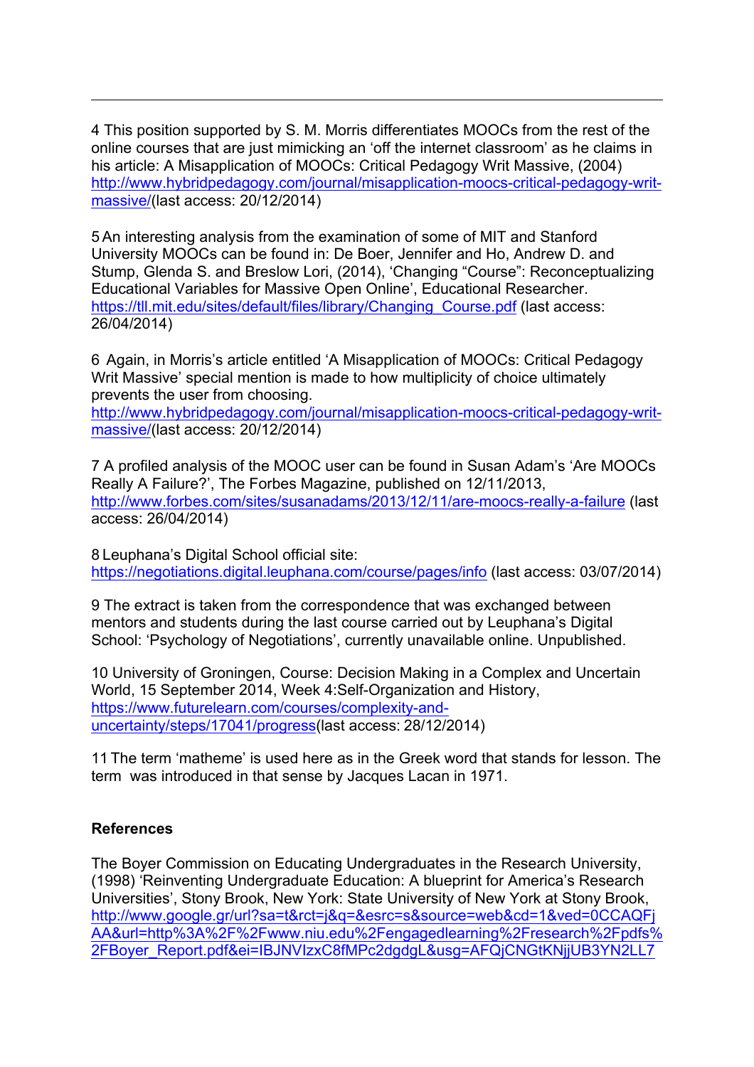4 This position supported by S. M. Morris differentiates MOOCs from the rest of the online courses that are just mimicking an 'off the internet classroom' as he claims in his article: A Misapplication of MOOCs: Critical Pedagogy Writ Massive, (2004) http://www.hybridpedagogy.com/journal/misapplication-moocs-critical-pedagogy-writ-massive/(last access: 20/12/2014)

5 An interesting analysis from the examination of some of MIT and Stanford University MOOCs can be found in: De Boer, Jennifer and Ho, Andrew D. and Stump, Glenda S. and Breslow Lori, (2014), 'Changing "Course": Reconceptualizing Educational Variables for Massive Open Online', Educational Researcher. https://tll.mit.edu/sites/default/files/library/Changing_Course.pdf (last access: 26/04/2014)

6 Again, in Morris's article entitled 'A Misapplication of MOOCs: Critical Pedagogy Writ Massive' special mention is made to how multiplicity of choice ultimately prevents the user from choosing.
http://www.hybridpedagogy.com/journal/misapplication-moocs-critical-pedagogy-writ-massive/(last access: 20/12/2014)

7 A profiled analysis of the MOOC user can be found in Susan Adam's 'Are MOOCs Really A Failure?', The Forbes Magazine, published on 12/11/2013, http://www.forbes.com/sites/susanadams/2013/12/11/are-moocs-really-a-failure (last access: 26/04/2014)

8 Leuphana's Digital School official site: https://negotiations.digital.leuphana.com/course/pages/info (last access: 03/07/2014)

9 The extract is taken from the correspondence that was exchanged between mentors and students during the last course carried out by Leuphana's Digital School: 'Psychology of Negotiations', currently unavailable online. Unpublished.

10 University of Groningen, Course: Decision Making in a Complex and Uncertain World, 15 September 2014, Week 4:Self-Organization and History, https://www.futurelearn.com/courses/complexity-and-uncertainty/steps/17041/progress(last access: 28/12/2014)

11 The term 'matheme' is used here as in the Greek word that stands for lesson. The term was introduced in that sense by Jacques Lacan in 1971.

**References**

The Boyer Commission on Educating Undergraduates in the Research University, (1998) 'Reinventing Undergraduate Education: A blueprint for America's Research Universities', Stony Brook, New York: State University of New York at Stony Brook, http://www.google.gr/url?sa=t&rct=j&q=&esrc=s&source=web&cd=1&ved=0CCAQFjAA&url=http%3A%2F%2Fwww.niu.edu%2Fengagedlearning%2Fresearch%2Fpdfs%2FBoyer_Report.pdf&ei=lBJNVIzxC8fMPc2dgdgL&usg=AFQjCNGtKNjjUB3YN2LL7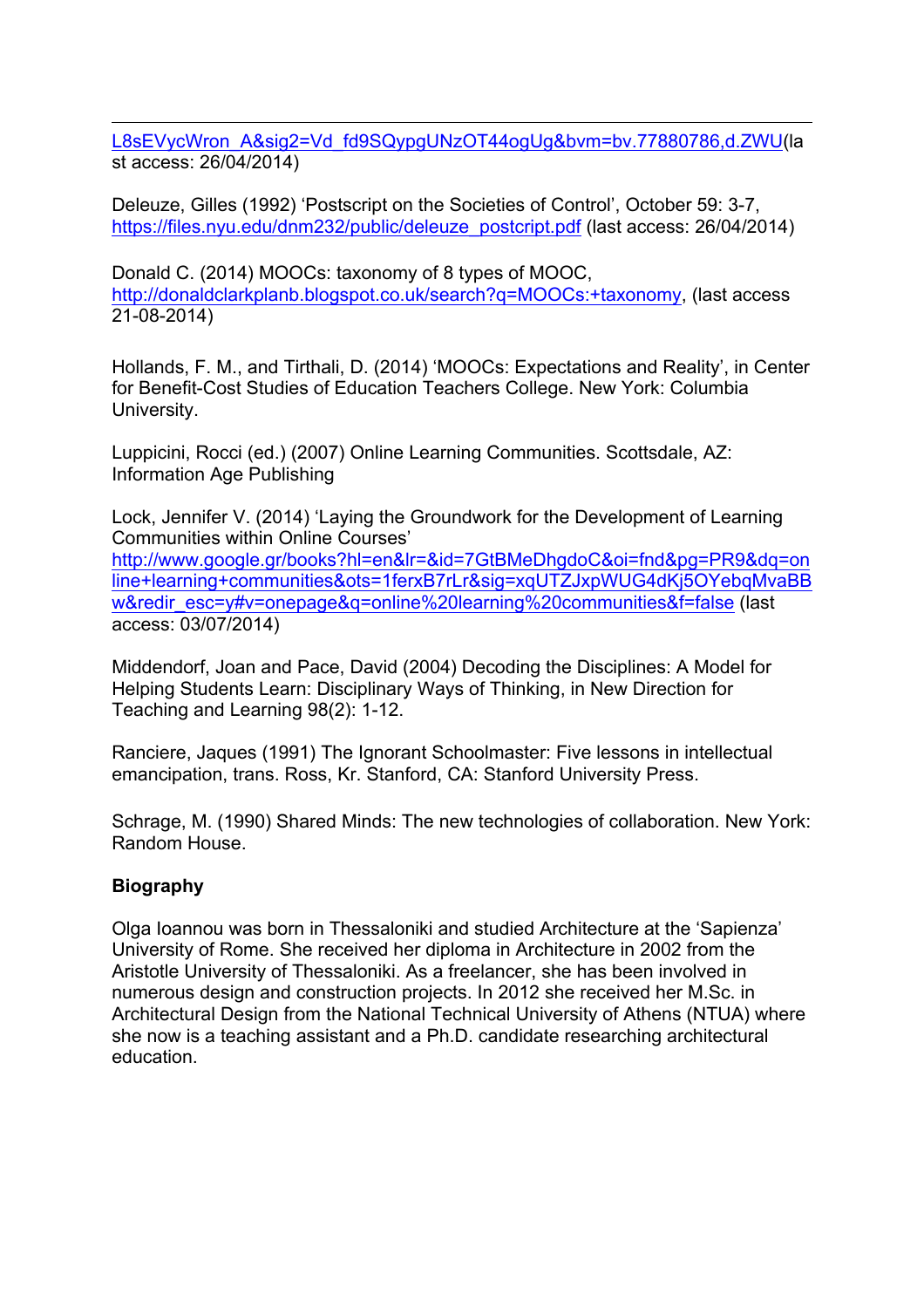L8sEVycWron_A&sig2=Vd_fd9SQypgUNzOT44ogUg&bvm=bv.77880786,d.ZWU(last access: 26/04/2014)

Deleuze, Gilles (1992) 'Postscript on the Societies of Control', October 59: 3-7, https://files.nyu.edu/dnm232/public/deleuze_postcript.pdf (last access: 26/04/2014)

Donald C. (2014) MOOCs: taxonomy of 8 types of MOOC, http://donaldclarkplanb.blogspot.co.uk/search?q=MOOCs:+taxonomy, (last access 21-08-2014)

Hollands, F. M., and Tirthali, D. (2014) 'MOOCs: Expectations and Reality', in Center for Benefit-Cost Studies of Education Teachers College. New York: Columbia University.

Luppicini, Rocci (ed.) (2007) Online Learning Communities. Scottsdale, AZ: Information Age Publishing

Lock, Jennifer V. (2014) 'Laying the Groundwork for the Development of Learning Communities within Online Courses' http://www.google.gr/books?hl=en&lr=&id=7GtBMeDhgdoC&oi=fnd&pg=PR9&dq=online+learning+communities&ots=1ferxB7rLr&sig=xqUTZJxpWUG4dKj5OYebqMvaBBw&redir_esc=y#v=onepage&q=online%20learning%20communities&f=false (last access: 03/07/2014)

Middendorf, Joan and Pace, David (2004) Decoding the Disciplines: A Model for Helping Students Learn: Disciplinary Ways of Thinking, in New Direction for Teaching and Learning 98(2): 1-12.

Ranciere, Jaques (1991) The Ignorant Schoolmaster: Five lessons in intellectual emancipation, trans. Ross, Kr. Stanford, CA: Stanford University Press.

Schrage, M. (1990) Shared Minds: The new technologies of collaboration. New York: Random House.

**Biography**

Olga Ioannou was born in Thessaloniki and studied Architecture at the 'Sapienza' University of Rome. She received her diploma in Architecture in 2002 from the Aristotle University of Thessaloniki. As a freelancer, she has been involved in numerous design and construction projects. In 2012 she received her M.Sc. in Architectural Design from the National Technical University of Athens (NTUA) where she now is a teaching assistant and a Ph.D. candidate researching architectural education.